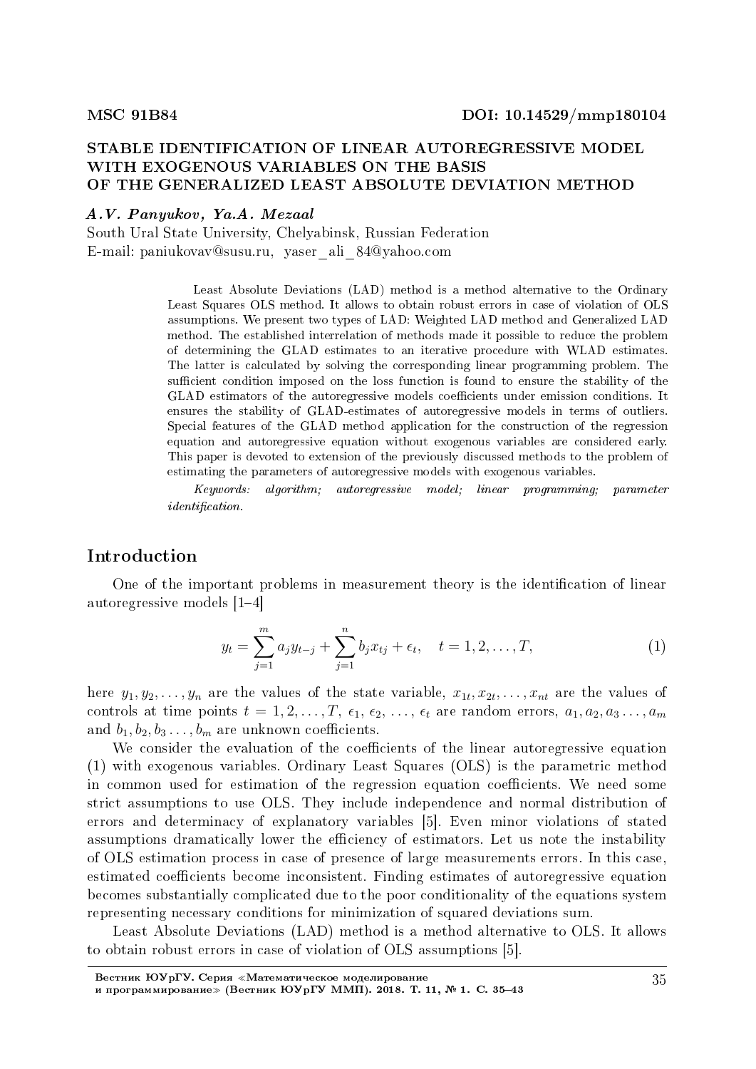**MSC 91B84** **DOI: 10.14529/mmp180104**

# STABLE IDENTIFICATION OF LINEAR AUTOREGRESSIVE MODEL WITH EXOGENOUS VARIABLES ON THE BASIS OF THE GENERALIZED LEAST ABSOLUTE DEVIATION METHOD

***A.V. Panyukov, Ya.A. Mezaal***

South Ural State University, Chelyabinsk, Russian Federation
E-mail: paniukovav@susu.ru, yaser_ali_84@yahoo.com

Least Absolute Deviations (LAD) method is a method alternative to the Ordinary Least Squares OLS method. It allows to obtain robust errors in case of violation of OLS assumptions. We present two types of LAD: Weighted LAD method and Generalized LAD method. The established interrelation of methods made it possible to reduce the problem of determining the GLAD estimates to an iterative procedure with WLAD estimates. The latter is calculated by solving the corresponding linear programming problem. The sufficient condition imposed on the loss function is found to ensure the stability of the GLAD estimators of the autoregressive models coefficients under emission conditions. It ensures the stability of GLAD-estimates of autoregressive models in terms of outliers. Special features of the GLAD method application for the construction of the regression equation and autoregressive equation without exogenous variables are considered early. This paper is devoted to extension of the previously discussed methods to the problem of estimating the parameters of autoregressive models with exogenous variables.

*Keywords: algorithm; autoregressive model; linear programming; parameter identification.*

## Introduction

One of the important problems in measurement theory is the identification of linear autoregressive models [1–4]

$$y_t = \sum_{j=1}^{m} a_j y_{t-j} + \sum_{j=1}^{n} b_j x_{tj} + \epsilon_t, \quad t = 1, 2, \ldots, T, \tag{1}$$

here $y_1, y_2, \ldots, y_n$ are the values of the state variable, $x_{1t}, x_{2t}, \ldots, x_{nt}$ are the values of controls at time points $t = 1, 2, \ldots, T$, $\epsilon_1, \epsilon_2, \ldots, \epsilon_t$ are random errors, $a_1, a_2, a_3 \ldots, a_m$ and $b_1, b_2, b_3 \ldots, b_m$ are unknown coefficients.

We consider the evaluation of the coefficients of the linear autoregressive equation (1) with exogenous variables. Ordinary Least Squares (OLS) is the parametric method in common used for estimation of the regression equation coefficients. We need some strict assumptions to use OLS. They include independence and normal distribution of errors and determinacy of explanatory variables [5]. Even minor violations of stated assumptions dramatically lower the efficiency of estimators. Let us note the instability of OLS estimation process in case of presence of large measurements errors. In this case, estimated coefficients become inconsistent. Finding estimates of autoregressive equation becomes substantially complicated due to the poor conditionality of the equations system representing necessary conditions for minimization of squared deviations sum.

Least Absolute Deviations (LAD) method is a method alternative to OLS. It allows to obtain robust errors in case of violation of OLS assumptions [5].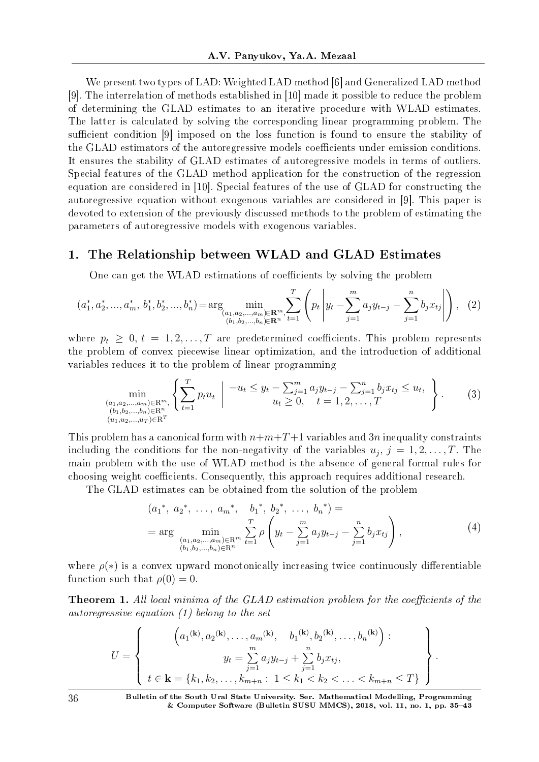We present two types of LAD: Weighted LAD method [6] and Generalized LAD method [9]. The interrelation of methods established in [10] made it possible to reduce the problem of determining the GLAD estimates to an iterative procedure with WLAD estimates. The latter is calculated by solving the corresponding linear programming problem. The sufficient condition [9] imposed on the loss function is found to ensure the stability of the GLAD estimators of the autoregressive models coefficients under emission conditions. It ensures the stability of GLAD estimates of autoregressive models in terms of outliers. Special features of the GLAD method application for the construction of the regression equation are considered in [10]. Special features of the use of GLAD for constructing the autoregressive equation without exogenous variables are considered in [9]. This paper is devoted to extension of the previously discussed methods to the problem of estimating the parameters of autoregressive models with exogenous variables.

## 1. The Relationship between WLAD and GLAD Estimates

One can get the WLAD estimations of coefficients by solving the problem

$$(a_1^*, a_2^*, ..., a_m^*,\ b_1^*, b_2^*, ..., b_n^*) = \arg \min_{\substack{(a_1,a_2,...,a_m)\in \mathbf{R}^m, \\ (b_1,b_2,...,b_n)\in \mathbf{R}^n}} \sum_{t=1}^{T} \left( p_t \left| y_t - \sum_{j=1}^{m} a_j y_{t-j} - \sum_{j=1}^{n} b_j x_{tj} \right| \right), \quad (2)$$

where $p_t \geq 0$, $t = 1, 2, \ldots, T$ are predetermined coefficients. This problem represents the problem of convex piecewise linear optimization, and the introduction of additional variables reduces it to the problem of linear programming

$$\min_{\substack{(a_1,a_2,...,a_m)\in \mathrm{R}^m, \\ (b_1,b_2,...,b_n)\in \mathrm{R}^n \\ (u_1,u_2,...,u_T)\in \mathrm{R}^T}} \left\{ \sum_{t=1}^{T} p_t u_t \ \middle|\ \begin{array}{c} -u_t \leq y_t - \sum_{j=1}^{m} a_j y_{t-j} - \sum_{j=1}^{n} b_j x_{tj} \leq u_t, \\ u_t \geq 0, \quad t = 1, 2, \ldots, T \end{array} \right\}. \quad (3)$$

This problem has a canonical form with $n+m+T+1$ variables and $3n$ inequality constraints including the conditions for the non-negativity of the variables $u_j$, $j = 1, 2, \ldots, T$. The main problem with the use of WLAD method is the absence of general formal rules for choosing weight coefficients. Consequently, this approach requires additional research.

The GLAD estimates can be obtained from the solution of the problem

$$\begin{aligned} &({a_1}^*,\ {a_2}^*,\ \ldots,\ {a_m}^*, \quad {b_1}^*,\ {b_2}^*,\ \ldots,\ {b_n}^*) = \\ &= \arg \min_{\substack{(a_1,a_2,...,a_m)\in \mathrm{R}^m \\ (b_1,b_2,...,b_n)\in \mathrm{R}^n}} \sum_{t=1}^{T} \rho \left( y_t - \sum_{j=1}^{m} a_j y_{t-j} - \sum_{j=1}^{n} b_j x_{tj} \right), \end{aligned} \quad (4)$$

where $\rho(*)$ is a convex upward monotonically increasing twice continuously differentiable function such that $\rho(0) = 0$.

**Theorem 1.** *All local minima of the GLAD estimation problem for the coefficients of the autoregressive equation (1) belong to the set*

$$U = \left\{ \begin{array}{c} \left( {a_1}^{(\mathbf{k})}, {a_2}^{(\mathbf{k})}, \ldots, {a_m}^{(\mathbf{k})}, \quad {b_1}^{(\mathbf{k})}, {b_2}^{(\mathbf{k})}, \ldots, {b_n}^{(\mathbf{k})} \right) : \\ y_t = \sum_{j=1}^{m} a_j y_{t-j} + \sum_{j=1}^{n} b_j x_{tj}, \\ t \in \mathbf{k} = \{k_1, k_2, \ldots, k_{m+n} :\ 1 \leq k_1 < k_2 < \ldots < k_{m+n} \leq T\} \end{array} \right\}.$$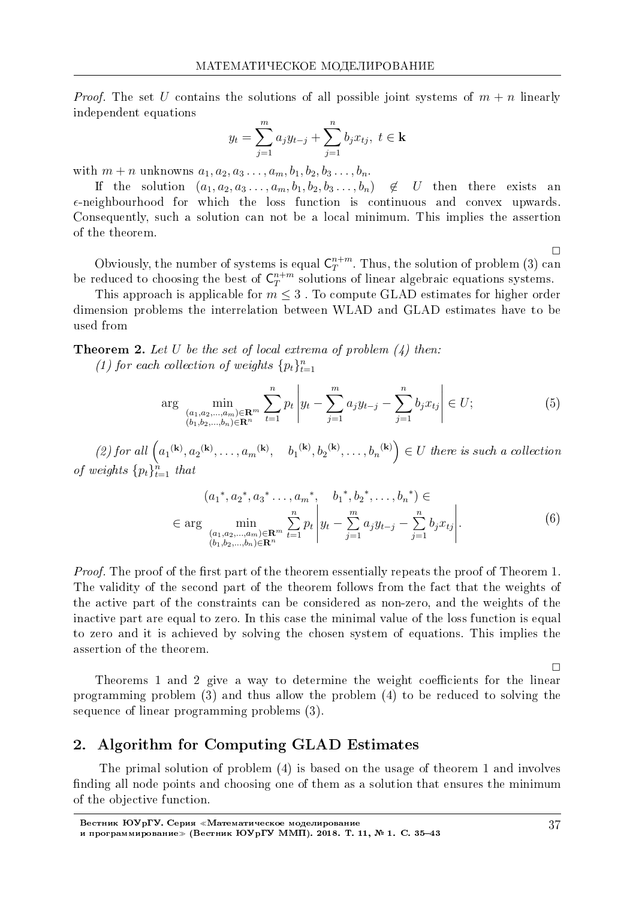*Proof.* The set $U$ contains the solutions of all possible joint systems of $m+n$ linearly independent equations

$$y_t = \sum_{j=1}^{m} a_j y_{t-j} + \sum_{j=1}^{n} b_j x_{tj},\ t \in \mathbf{k}$$

with $m+n$ unknowns $a_1, a_2, a_3 \ldots, a_m, b_1, b_2, b_3 \ldots, b_n$.

If the solution $(a_1, a_2, a_3 \ldots, a_m, b_1, b_2, b_3 \ldots, b_n) \notin U$ then there exists an $\epsilon$-neighbourhood for which the loss function is continuous and convex upwards. Consequently, such a solution can not be a local minimum. This implies the assertion of the theorem.

□

Obviously, the number of systems is equal $\mathsf{C}_T^{n+m}$. Thus, the solution of problem (3) can be reduced to choosing the best of $\mathsf{C}_T^{n+m}$ solutions of linear algebraic equations systems.

This approach is applicable for $m \leq 3$ . To compute GLAD estimates for higher order dimension problems the interrelation between WLAD and GLAD estimates have to be used from

**Theorem 2.** *Let $U$ be the set of local extrema of problem (4) then:*

*(1) for each collection of weights $\{p_t\}_{t=1}^n$*

$$\arg \min_{\substack{(a_1,a_2,\ldots,a_m)\in\mathbf{R}^m \\ (b_1,b_2,\ldots,b_n)\in\mathbf{R}^n}} \sum_{t=1}^{n} p_t \left| y_t - \sum_{j=1}^{m} a_j y_{t-j} - \sum_{j=1}^{n} b_j x_{tj} \right| \in U; \tag{5}$$

*(2) for all $\left(a_1{}^{(\mathbf{k})}, a_2{}^{(\mathbf{k})}, \ldots, a_m{}^{(\mathbf{k})}, \quad b_1{}^{(\mathbf{k})}, b_2{}^{(\mathbf{k})}, \ldots, b_n{}^{(\mathbf{k})}\right) \in U$ there is such a collection of weights $\{p_t\}_{t=1}^n$ that*

$$\begin{gathered}(a_1{}^*, a_2{}^*, a_3{}^* \ldots, a_m{}^*, \quad b_1{}^*, b_2{}^*, \ldots, b_n{}^*) \in \\ \in \arg \min_{\substack{(a_1,a_2,\ldots,a_m)\in\mathbf{R}^m \\ (b_1,b_2,\ldots,b_n)\in\mathbf{R}^n}} \sum_{t=1}^{n} p_t \left| y_t - \sum_{j=1}^{m} a_j y_{t-j} - \sum_{j=1}^{n} b_j x_{tj} \right|.\end{gathered} \tag{6}$$

*Proof.* The proof of the first part of the theorem essentially repeats the proof of Theorem 1. The validity of the second part of the theorem follows from the fact that the weights of the active part of the constraints can be considered as non-zero, and the weights of the inactive part are equal to zero. In this case the minimal value of the loss function is equal to zero and it is achieved by solving the chosen system of equations. This implies the assertion of the theorem.

□

Theorems 1 and 2 give a way to determine the weight coefficients for the linear programming problem (3) and thus allow the problem (4) to be reduced to solving the sequence of linear programming problems (3).

## 2. Algorithm for Computing GLAD Estimates

The primal solution of problem (4) is based on the usage of theorem 1 and involves finding all node points and choosing one of them as a solution that ensures the minimum of the objective function.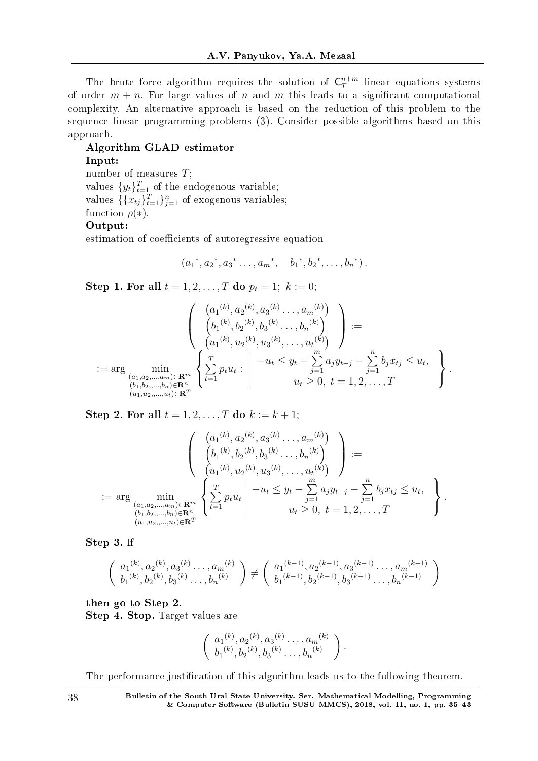The brute force algorithm requires the solution of $\mathsf{C}_T^{n+m}$ linear equations systems of order $m+n$. For large values of $n$ and $m$ this leads to a significant computational complexity. An alternative approach is based on the reduction of this problem to the sequence linear programming problems (3). Consider possible algorithms based on this approach.

**Algorithm GLAD estimator**

**Input:**

number of measures $T$;

values $\{y_t\}_{t=1}^T$ of the endogenous variable;

values $\{\{x_{tj}\}_{t=1}^T\}_{j=1}^n$ of exogenous variables;

function $\rho(*)$.

**Output:**

estimation of coefficients of autoregressive equation

$$(a_1{}^*, a_2{}^*, a_3{}^* \ldots, a_m{}^*, \quad b_1{}^*, b_2{}^*, \ldots, b_n{}^*).$$

**Step 1. For all** $t = 1, 2, \ldots, T$ **do** $p_t = 1;\ k := 0;$

$$\left( \begin{array}{c} \left(a_1{}^{(k)}, a_2{}^{(k)}, a_3{}^{(k)} \ldots, a_m{}^{(k)}\right) \\ \left(b_1{}^{(k)}, b_2{}^{(k)}, b_3{}^{(k)} \ldots, b_n{}^{(k)}\right) \\ \left(u_1{}^{(k)}, u_2{}^{(k)}, u_3{}^{(k)}, \ldots, u_t{}^{(k)}\right) \end{array} \right) :=$$

$$:= \arg \min_{\substack{(a_1, a_2, \ldots, a_m) \in \mathbf{R}^m \\ (b_1, b_2, , \ldots, b_n) \in \mathbf{R}^n \\ (u_1, u_2, , \ldots, u_t) \in \mathbf{R}^T}} \left\{ \sum_{t=1}^T p_t u_t : \left| \begin{array}{c} -u_t \leq y_t - \sum\limits_{j=1}^m a_j y_{t-j} - \sum\limits_{j=1}^n b_j x_{tj} \leq u_t, \\ u_t \geq 0,\ t = 1, 2, \ldots, T \end{array} \right. \right\}.$$

**Step 2. For all** $t = 1, 2, \ldots, T$ **do** $k := k + 1;$

$$\left( \begin{array}{c} \left(a_1{}^{(k)}, a_2{}^{(k)}, a_3{}^{(k)} \ldots, a_m{}^{(k)}\right) \\ \left(b_1{}^{(k)}, b_2{}^{(k)}, b_3{}^{(k)} \ldots, b_n{}^{(k)}\right) \\ \left(u_1{}^{(k)}, u_2{}^{(k)}, u_3{}^{(k)}, \ldots, u_t{}^{(k)}\right) \end{array} \right) :=$$

$$:= \arg \min_{\substack{(a_1, a_2, \ldots, a_m) \in \mathbf{R}^m \\ (b_1, b_2, , \ldots, b_n) \in \mathbf{R}^n \\ (u_1, u_2, , \ldots, u_t) \in \mathbf{R}^T}} \left\{ \sum_{t=1}^T p_t u_t \left| \begin{array}{c} -u_t \leq y_t - \sum\limits_{j=1}^m a_j y_{t-j} - \sum\limits_{j=1}^n b_j x_{tj} \leq u_t, \\ u_t \geq 0,\ t = 1, 2, \ldots, T \end{array} \right. \right\}.$$

**Step 3.** If

$$\left( \begin{array}{c} a_1{}^{(k)}, a_2{}^{(k)}, a_3{}^{(k)} \ldots, a_m{}^{(k)} \\ b_1{}^{(k)}, b_2{}^{(k)}, b_3{}^{(k)} \ldots, b_n{}^{(k)} \end{array} \right) \neq \left( \begin{array}{c} a_1{}^{(k-1)}, a_2{}^{(k-1)}, a_3{}^{(k-1)} \ldots, a_m{}^{(k-1)} \\ b_1{}^{(k-1)}, b_2{}^{(k-1)}, b_3{}^{(k-1)} \ldots, b_n{}^{(k-1)} \end{array} \right)$$

**then go to Step 2.**

**Step 4. Stop.** Target values are

$$\left( \begin{array}{c} a_1{}^{(k)}, a_2{}^{(k)}, a_3{}^{(k)} \ldots, a_m{}^{(k)} \\ b_1{}^{(k)}, b_2{}^{(k)}, b_3{}^{(k)} \ldots, b_n{}^{(k)} \end{array} \right).$$

The performance justification of this algorithm leads us to the following theorem.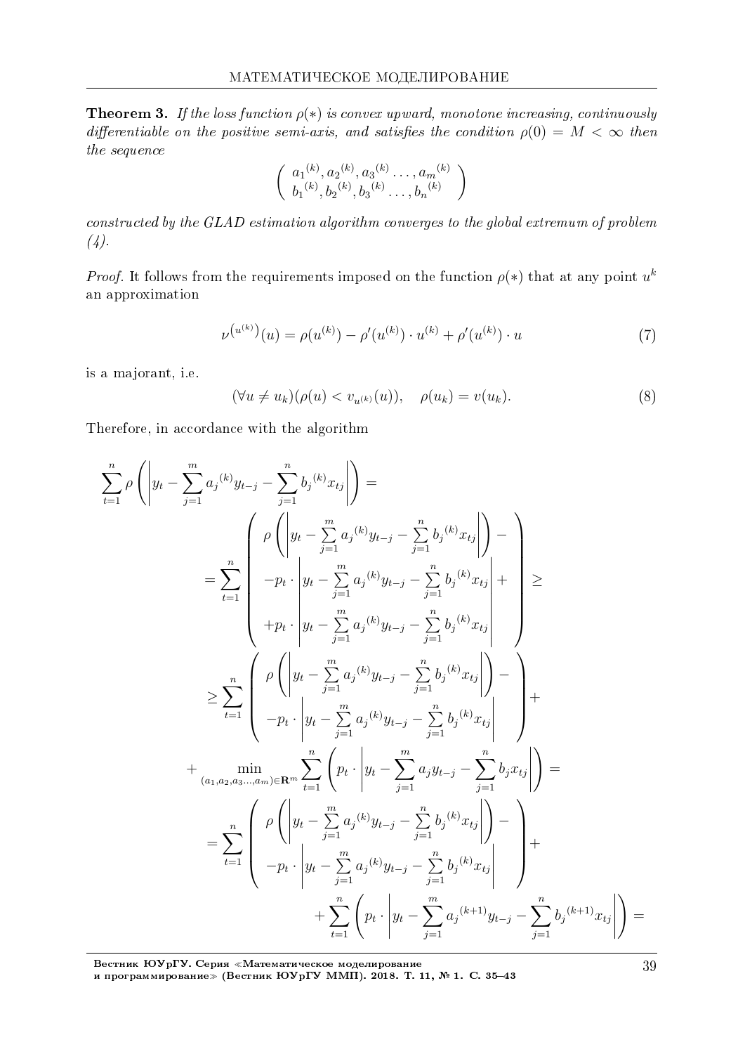**Theorem 3.** *If the loss function $\rho(*)$ is convex upward, monotone increasing, continuously differentiable on the positive semi-axis, and satisfies the condition $\rho(0) = M < \infty$ then the sequence*

$$\begin{pmatrix} {a_1}^{(k)}, {a_2}^{(k)}, {a_3}^{(k)} \ldots, {a_m}^{(k)} \\ {b_1}^{(k)}, {b_2}^{(k)}, {b_3}^{(k)} \ldots, {b_n}^{(k)} \end{pmatrix}$$

*constructed by the GLAD estimation algorithm converges to the global extremum of problem (4).*

*Proof*. It follows from the requirements imposed on the function $\rho(*)$ that at any point $u^k$ an approximation

$$\nu^{\left(u^{(k)}\right)}(u) = \rho(u^{(k)}) - \rho'(u^{(k)}) \cdot u^{(k)} + \rho'(u^{(k)}) \cdot u \tag{7}$$

is a majorant, i.e.

$$(\forall u \neq u_k)(\rho(u) < v_{u^{(k)}}(u)), \quad \rho(u_k) = v(u_k). \tag{8}$$

Therefore, in accordance with the algorithm

$$\sum_{t=1}^{n} \rho\left(\left| y_t - \sum_{j=1}^{m} {a_j}^{(k)} y_{t-j} - \sum_{j=1}^{n} {b_j}^{(k)} x_{tj} \right|\right) =$$

$$= \sum_{t=1}^{n} \left( \begin{array}{l} \rho\left(\left| y_t - \sum\limits_{j=1}^{m} {a_j}^{(k)} y_{t-j} - \sum\limits_{j=1}^{n} {b_j}^{(k)} x_{tj} \right|\right) - \\ -p_t \cdot \left| y_t - \sum\limits_{j=1}^{m} {a_j}^{(k)} y_{t-j} - \sum\limits_{j=1}^{n} {b_j}^{(k)} x_{tj} \right| + \\ +p_t \cdot \left| y_t - \sum\limits_{j=1}^{m} {a_j}^{(k)} y_{t-j} - \sum\limits_{j=1}^{n} {b_j}^{(k)} x_{tj} \right| \end{array} \right) \geq$$

$$\geq \sum_{t=1}^{n} \left( \begin{array}{l} \rho\left(\left| y_t - \sum\limits_{j=1}^{m} {a_j}^{(k)} y_{t-j} - \sum\limits_{j=1}^{n} {b_j}^{(k)} x_{tj} \right|\right) - \\ -p_t \cdot \left| y_t - \sum\limits_{j=1}^{m} {a_j}^{(k)} y_{t-j} - \sum\limits_{j=1}^{n} {b_j}^{(k)} x_{tj} \right| \end{array} \right) +$$

$$+ \min_{(a_1, a_2, a_3 \ldots, a_m) \in \mathbf{R}^m} \sum_{t=1}^{n} \left( p_t \cdot \left| y_t - \sum_{j=1}^{m} a_j y_{t-j} - \sum_{j=1}^{n} b_j x_{tj} \right| \right) =$$

$$= \sum_{t=1}^{n} \left( \begin{array}{l} \rho\left(\left| y_t - \sum\limits_{j=1}^{m} {a_j}^{(k)} y_{t-j} - \sum\limits_{j=1}^{n} {b_j}^{(k)} x_{tj} \right|\right) - \\ -p_t \cdot \left| y_t - \sum\limits_{j=1}^{m} {a_j}^{(k)} y_{t-j} - \sum\limits_{j=1}^{n} {b_j}^{(k)} x_{tj} \right| \end{array} \right) +$$

$$+ \sum_{t=1}^{n} \left( p_t \cdot \left| y_t - \sum_{j=1}^{m} {a_j}^{(k+1)} y_{t-j} - \sum_{j=1}^{n} {b_j}^{(k+1)} x_{tj} \right| \right) =$$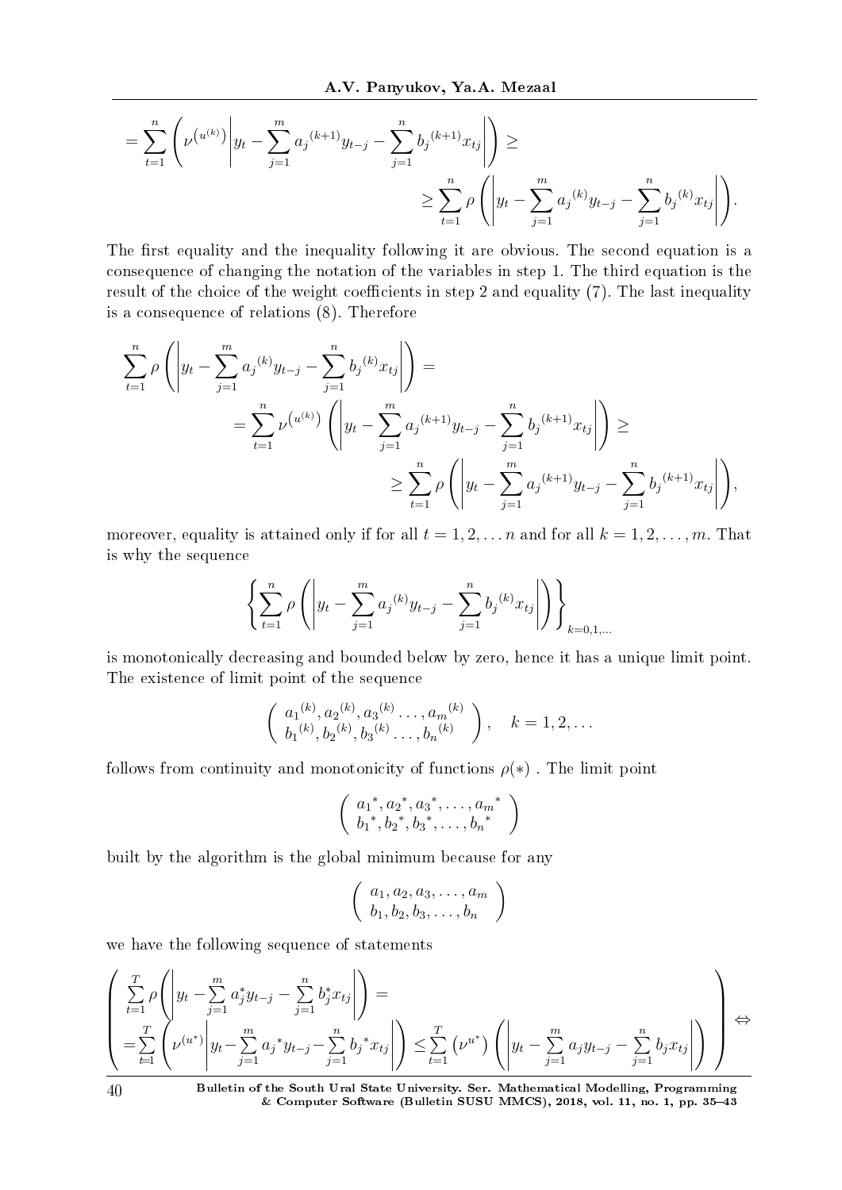$$= \sum_{t=1}^{n} \left( \nu^{\left(u^{(k)}\right)} \left| y_t - \sum_{j=1}^{m} a_j{}^{(k+1)} y_{t-j} - \sum_{j=1}^{n} b_j{}^{(k+1)} x_{tj} \right| \right) \geq$$

$$\geq \sum_{t=1}^{n} \rho \left( \left| y_t - \sum_{j=1}^{m} a_j{}^{(k)} y_{t-j} - \sum_{j=1}^{n} b_j{}^{(k)} x_{tj} \right| \right).$$

The first equality and the inequality following it are obvious. The second equation is a consequence of changing the notation of the variables in step 1. The third equation is the result of the choice of the weight coefficients in step 2 and equality (7). The last inequality is a consequence of relations (8). Therefore

$$\sum_{t=1}^{n} \rho \left( \left| y_t - \sum_{j=1}^{m} a_j{}^{(k)} y_{t-j} - \sum_{j=1}^{n} b_j{}^{(k)} x_{tj} \right| \right) =$$

$$= \sum_{t=1}^{n} \nu^{\left(u^{(k)}\right)} \left( \left| y_t - \sum_{j=1}^{m} a_j{}^{(k+1)} y_{t-j} - \sum_{j=1}^{n} b_j{}^{(k+1)} x_{tj} \right| \right) \geq$$

$$\geq \sum_{t=1}^{n} \rho \left( \left| y_t - \sum_{j=1}^{m} a_j{}^{(k+1)} y_{t-j} - \sum_{j=1}^{n} b_j{}^{(k+1)} x_{tj} \right| \right),$$

moreover, equality is attained only if for all $t = 1, 2, \ldots n$ and for all $k = 1, 2, \ldots, m$. That is why the sequence

$$\left\{ \sum_{t=1}^{n} \rho \left( \left| y_t - \sum_{j=1}^{m} a_j{}^{(k)} y_{t-j} - \sum_{j=1}^{n} b_j{}^{(k)} x_{tj} \right| \right) \right\}_{k=0,1,\ldots}$$

is monotonically decreasing and bounded below by zero, hence it has a unique limit point. The existence of limit point of the sequence

$$\left( \begin{array}{c} a_1{}^{(k)}, a_2{}^{(k)}, a_3{}^{(k)} \ldots, a_m{}^{(k)} \\ b_1{}^{(k)}, b_2{}^{(k)}, b_3{}^{(k)} \ldots, b_n{}^{(k)} \end{array} \right), \quad k = 1, 2, \ldots$$

follows from continuity and monotonicity of functions $\rho(*)$ . The limit point

$$\left( \begin{array}{c} a_1{}^*, a_2{}^*, a_3{}^*, \ldots, a_m{}^* \\ b_1{}^*, b_2{}^*, b_3{}^*, \ldots, b_n{}^* \end{array} \right)$$

built by the algorithm is the global minimum because for any

$$\left( \begin{array}{c} a_1, a_2, a_3, \ldots, a_m \\ b_1, b_2, b_3, \ldots, b_n \end{array} \right)$$

we have the following sequence of statements

$$\left( \begin{array}{l} \sum\limits_{t=1}^{T} \rho \left( \left| y_t - \sum\limits_{j=1}^{m} a_j^* y_{t-j} - \sum\limits_{j=1}^{n} b_j^* x_{tj} \right| \right) = \\ = \sum\limits_{t=1}^{T} \left( \nu^{(u^*)} \left| y_t - \sum\limits_{j=1}^{m} a_j{}^* y_{t-j} - \sum\limits_{j=1}^{n} b_j{}^* x_{tj} \right| \right) \leq \sum\limits_{t=1}^{T} \left( \nu^{u^*} \right) \left( \left| y_t - \sum\limits_{j=1}^{m} a_j y_{t-j} - \sum\limits_{j=1}^{n} b_j x_{tj} \right| \right) \end{array} \right) \Leftrightarrow$$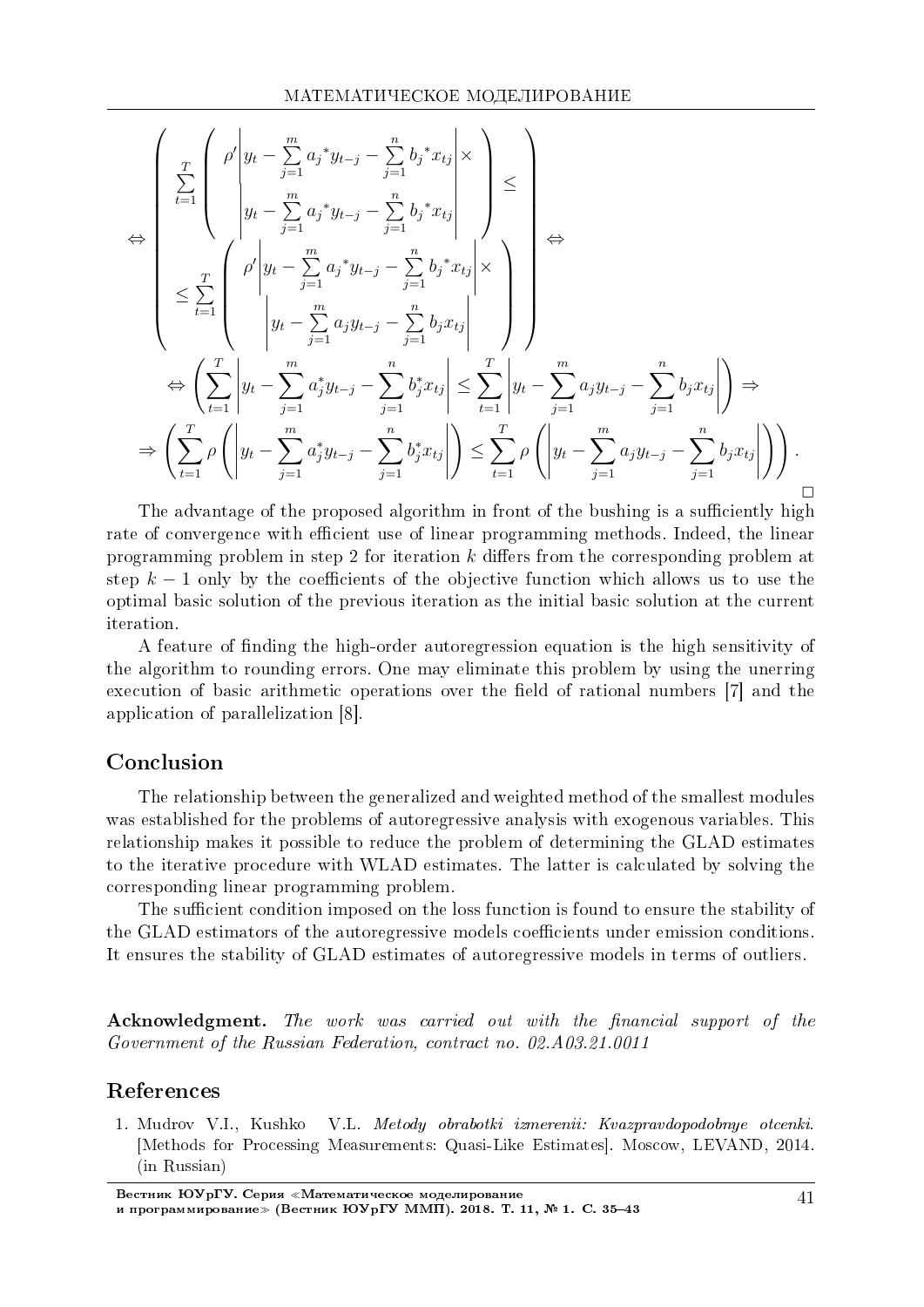$$\Leftrightarrow \left( \begin{array}{l} \sum\limits_{t=1}^{T} \left( \begin{array}{c} \rho' \left| y_t - \sum\limits_{j=1}^{m} {a_j}^* y_{t-j} - \sum\limits_{j=1}^{n} {b_j}^* x_{tj} \right| \times \\ \left| y_t - \sum\limits_{j=1}^{m} {a_j}^* y_{t-j} - \sum\limits_{j=1}^{n} {b_j}^* x_{tj} \right| \end{array} \right) \leq \\ \leq \sum\limits_{t=1}^{T} \left( \begin{array}{c} \rho' \left| y_t - \sum\limits_{j=1}^{m} {a_j}^* y_{t-j} - \sum\limits_{j=1}^{n} {b_j}^* x_{tj} \right| \times \\ \left| y_t - \sum\limits_{j=1}^{m} a_j y_{t-j} - \sum\limits_{j=1}^{n} b_j x_{tj} \right| \end{array} \right) \end{array} \right) \Leftrightarrow$$

$$\Leftrightarrow \left( \sum_{t=1}^{T} \left| y_t - \sum_{j=1}^{m} a_j^* y_{t-j} - \sum_{j=1}^{n} b_j^* x_{tj} \right| \leq \sum_{t=1}^{T} \left| y_t - \sum_{j=1}^{m} a_j y_{t-j} - \sum_{j=1}^{n} b_j x_{tj} \right| \right) \Rightarrow$$

$$\Rightarrow \left( \sum_{t=1}^{T} \rho \left( \left| y_t - \sum_{j=1}^{m} a_j^* y_{t-j} - \sum_{j=1}^{n} b_j^* x_{tj} \right| \right) \leq \sum_{t=1}^{T} \rho \left( \left| y_t - \sum_{j=1}^{m} a_j y_{t-j} - \sum_{j=1}^{n} b_j x_{tj} \right| \right) \right).$$

$\square$

The advantage of the proposed algorithm in front of the bushing is a sufficiently high rate of convergence with efficient use of linear programming methods. Indeed, the linear programming problem in step 2 for iteration $k$ differs from the corresponding problem at step $k-1$ only by the coefficients of the objective function which allows us to use the optimal basic solution of the previous iteration as the initial basic solution at the current iteration.

A feature of finding the high-order autoregression equation is the high sensitivity of the algorithm to rounding errors. One may eliminate this problem by using the unerring execution of basic arithmetic operations over the field of rational numbers [7] and the application of parallelization [8].

## Conclusion

The relationship between the generalized and weighted method of the smallest modules was established for the problems of autoregressive analysis with exogenous variables. This relationship makes it possible to reduce the problem of determining the GLAD estimates to the iterative procedure with WLAD estimates. The latter is calculated by solving the corresponding linear programming problem.

The sufficient condition imposed on the loss function is found to ensure the stability of the GLAD estimators of the autoregressive models coefficients under emission conditions. It ensures the stability of GLAD estimates of autoregressive models in terms of outliers.

**Acknowledgment.** *The work was carried out with the financial support of the Government of the Russian Federation, contract no. 02.A03.21.0011*

## References

1. Mudrov V.I., Kushko V.L. *Metody obrabotki izmerenii: Kvazpravdopodobnye otcenki.* [Methods for Processing Measurements: Quasi-Like Estimates]. Moscow, LEVAND, 2014. (in Russian)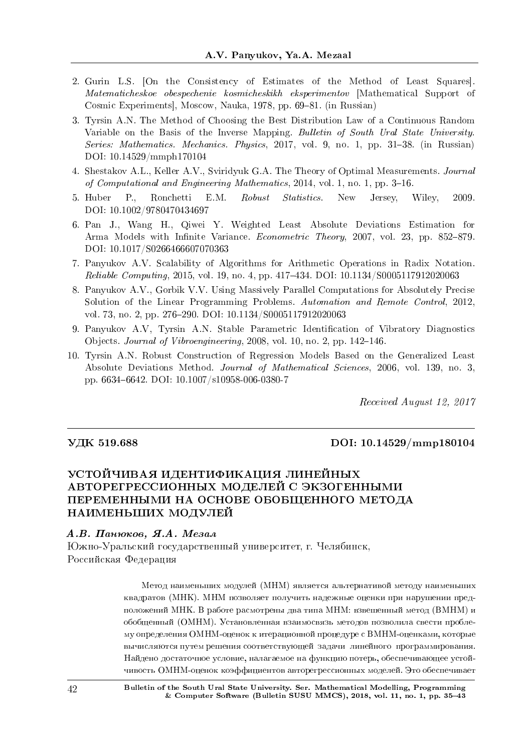2. Gurin L.S. [On the Consistency of Estimates of the Method of Least Squares]. *Matematicheskoe obespechenie kosmicheskikh eksperimentov* [Mathematical Support of Cosmic Experiments], Moscow, Nauka, 1978, pp. 69–81. (in Russian)
3. Tyrsin A.N. The Method of Choosing the Best Distribution Law of a Continuous Random Variable on the Basis of the Inverse Mapping. *Bulletin of South Ural State University. Series: Mathematics. Mechanics. Physics*, 2017, vol. 9, no. 1, pp. 31–38. (in Russian) DOI: 10.14529/mmph170104
4. Shestakov A.L., Keller A.V., Sviridyuk G.A. The Theory of Optimal Measurements. *Journal of Computational and Engineering Mathematics*, 2014, vol. 1, no. 1, pp. 3–16.
5. Huber P., Ronchetti E.M. *Robust Statistics*. New Jersey, Wiley, 2009. DOI: 10.1002/9780470434697
6. Pan J., Wang H., Qiwei Y. Weighted Least Absolute Deviations Estimation for Arma Models with Infinite Variance. *Econometric Theory*, 2007, vol. 23, pp. 852–879. DOI: 10.1017/S0266466607070363
7. Panyukov A.V. Scalability of Algorithms for Arithmetic Operations in Radix Notation. *Reliable Computing*, 2015, vol. 19, no. 4, pp. 417–434. DOI: 10.1134/S0005117912020063
8. Panyukov A.V., Gorbik V.V. Using Massively Parallel Computations for Absolutely Precise Solution of the Linear Programming Problems. *Automation and Remote Control*, 2012, vol. 73, no. 2, pp. 276–290. DOI: 10.1134/S0005117912020063
9. Panyukov A.V, Tyrsin A.N. Stable Parametric Identification of Vibratory Diagnostics Objects. *Journal of Vibroengineering*, 2008, vol. 10, no. 2, pp. 142–146.
10. Tyrsin A.N. Robust Construction of Regression Models Based on the Generalized Least Absolute Deviations Method. *Journal of Mathematical Sciences*, 2006, vol. 139, no. 3, pp. 6634–6642. DOI: 10.1007/s10958-006-0380-7

*Received August 12, 2017*

---

**УДК 519.688** **DOI: 10.14529/mmp180104**

# УСТОЙЧИВАЯ ИДЕНТИФИКАЦИЯ ЛИНЕЙНЫХ АВТОРЕГРЕССИОННЫХ МОДЕЛЕЙ С ЭКЗОГЕННЫМИ ПЕРЕМЕННЫМИ НА ОСНОВЕ ОБОБЩЕННОГО МЕТОДА НАИМЕНЬШИХ МОДУЛЕЙ

***А.В. Панюков, Я.А. Мезал***

Южно-Уральский государственный университет, г. Челябинск, Российская Федерация

Метод наименьших модулей (МНМ) является альтернативой методу наименьших квадратов (МНК). МНМ позволяет получить надежные оценки при нарушении предположений МНК. В работе расмотрены два типа МНМ: взвешенный метод (ВМНМ) и обобщенный (ОМНМ). Установленная взаимосвязь методов позволила свести проблему определения ОМНМ-оценок к итерационной процедуре с ВМНМ-оценками, которые вычисляются путем решения соответствующей задачи линейного программирования. Найдено достаточное условие, налагаемое на функцию потерь, обеспечивающее устойчивость ОМНМ-оценок коэффициентов авторегрессионных моделей. Это обеспечивает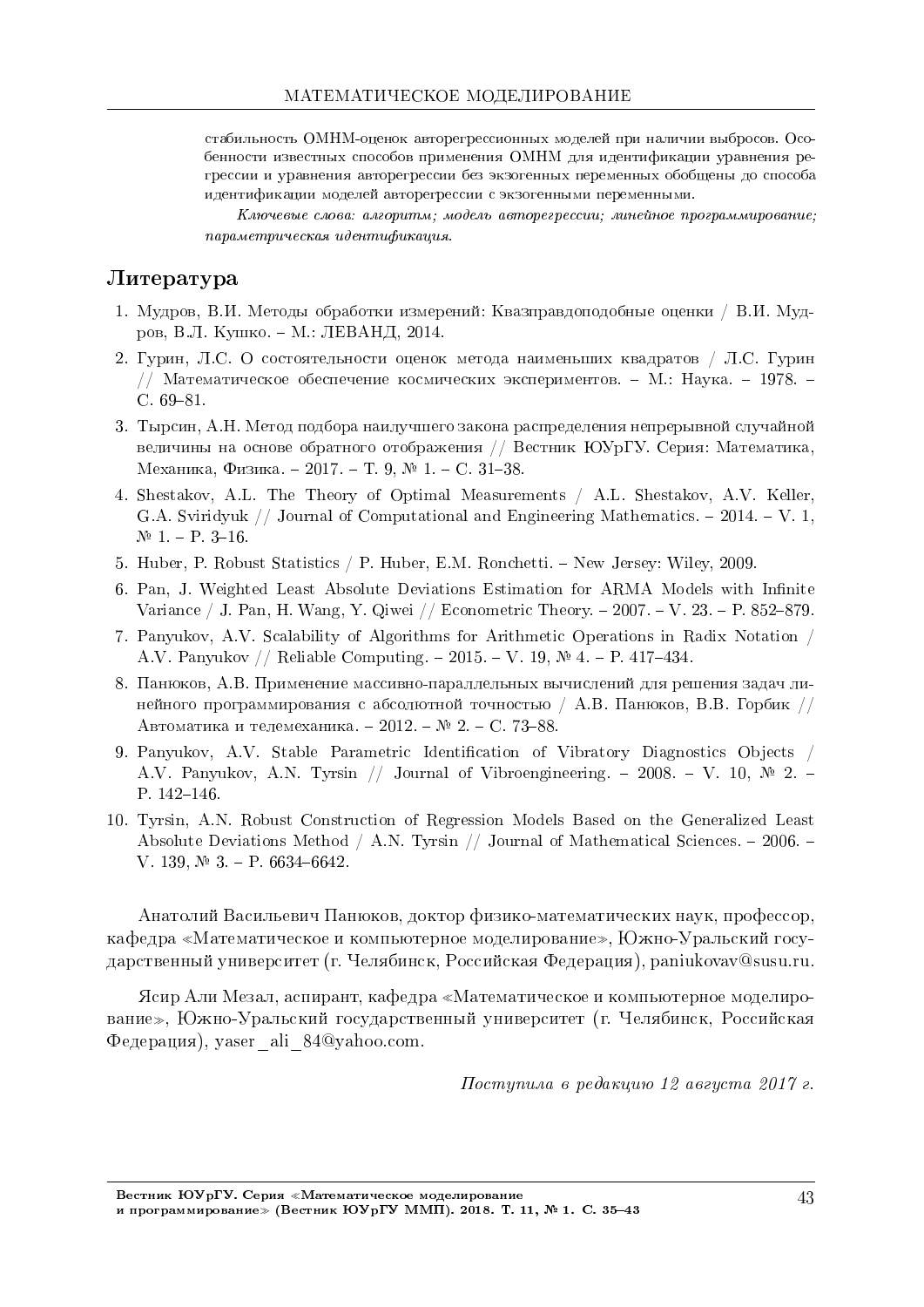стабильность ОМНМ-оценок авторегрессионных моделей при наличии выбросов. Особенности известных способов применения ОМНМ для идентификации уравнения регрессии и уравнения авторегрессии без экзогенных переменных обобщены до способа идентификации моделей авторегрессии с экзогенными переменными.

*Ключевые слова: алгоритм; модель авторегрессии; линейное программирование; параметрическая идентификация.*

## Литература

1. Мудров, В.И. Методы обработки измерений: Квазправдоподобные оценки / В.И. Мудров, В.Л. Кушко. – М.: ЛЕВАНД, 2014.
2. Гурин, Л.С. О состоятельности оценок метода наименьших квадратов / Л.С. Гурин // Математическое обеспечение космических экспериментов. – М.: Наука. – 1978. – С. 69–81.
3. Тырсин, А.Н. Метод подбора наилучшего закона распределения непрерывной случайной величины на основе обратного отображения // Вестник ЮУрГУ. Серия: Математика, Механика, Физика. – 2017. – Т. 9, № 1. – С. 31–38.
4. Shestakov, A.L. The Theory of Optimal Measurements / A.L. Shestakov, A.V. Keller, G.A. Sviridyuk // Journal of Computational and Engineering Mathematics. – 2014. – V. 1, № 1. – P. 3–16.
5. Huber, P. Robust Statistics / P. Huber, E.M. Ronchetti. – New Jersey: Wiley, 2009.
6. Pan, J. Weighted Least Absolute Deviations Estimation for ARMA Models with Infinite Variance / J. Pan, H. Wang, Y. Qiwei // Econometric Theory. – 2007. – V. 23. – P. 852–879.
7. Panyukov, A.V. Scalability of Algorithms for Arithmetic Operations in Radix Notation / A.V. Panyukov // Reliable Computing. – 2015. – V. 19, № 4. – P. 417–434.
8. Панюков, А.В. Применение массивно-параллельных вычислений для решения задач линейного программирования с абсолютной точностью / А.В. Панюков, В.В. Горбик // Автоматика и телемеханика. – 2012. – № 2. – С. 73–88.
9. Panyukov, A.V. Stable Parametric Identification of Vibratory Diagnostics Objects / A.V. Panyukov, A.N. Tyrsin // Journal of Vibroengineering. – 2008. – V. 10, № 2. – P. 142–146.
10. Tyrsin, A.N. Robust Construction of Regression Models Based on the Generalized Least Absolute Deviations Method / A.N. Tyrsin // Journal of Mathematical Sciences. – 2006. – V. 139, № 3. – P. 6634–6642.

Анатолий Васильевич Панюков, доктор физико-математических наук, профессор, кафедра «Математическое и компьютерное моделирование», Южно-Уральский государственный университет (г. Челябинск, Российская Федерация), paniukovav@susu.ru.

Ясир Али Мезал, аспирант, кафедра «Математическое и компьютерное моделирование», Южно-Уральский государственный университет (г. Челябинск, Российская Федерация), yaser_ali_84@yahoo.com.

*Поступила в редакцию 12 августа 2017 г.*